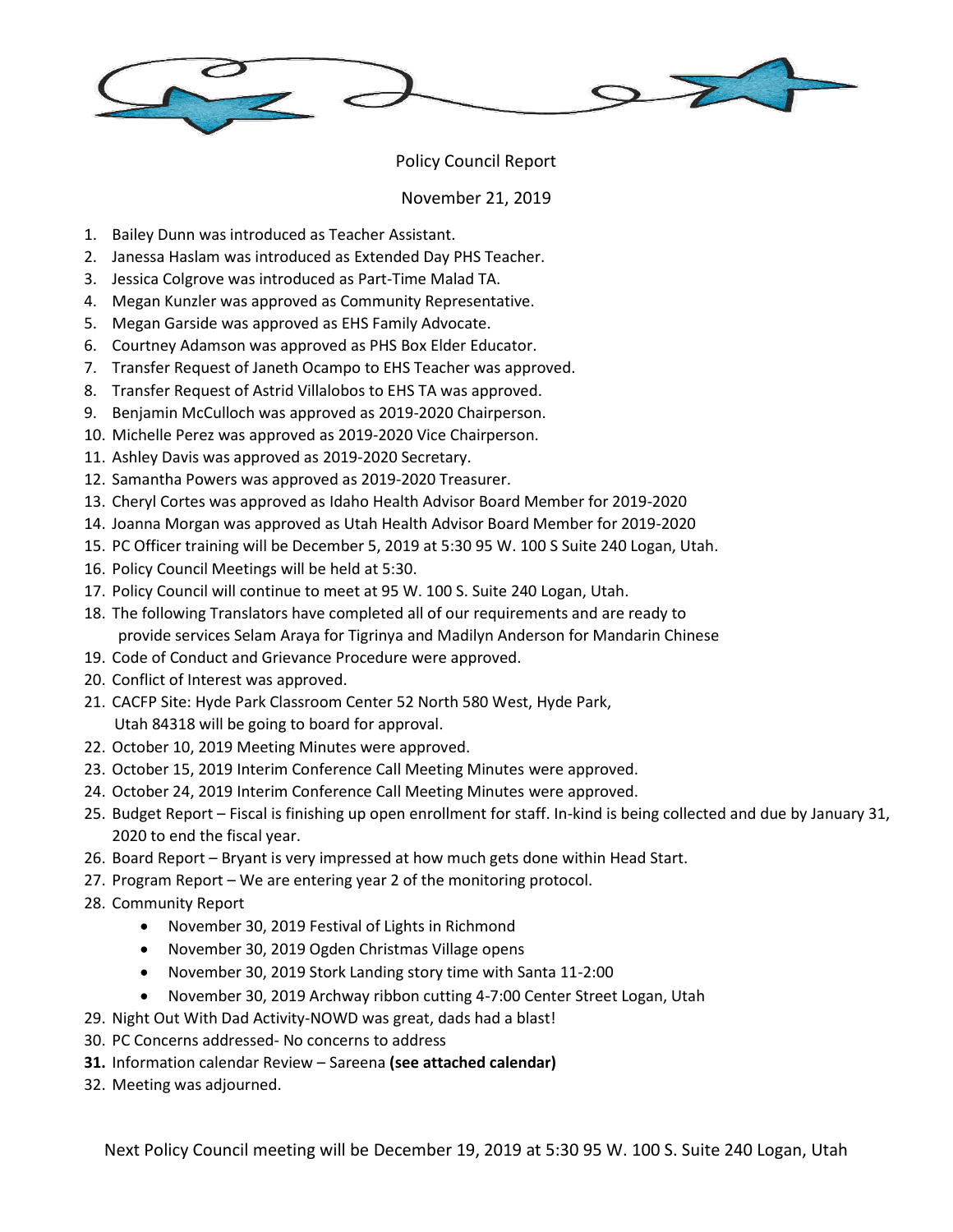Policy Council Report

November 21, 2019

1. Bailey Dunn was introduced as Teacher Assistant.
2. Janessa Haslam was introduced as Extended Day PHS Teacher.
3. Jessica Colgrove was introduced as Part-Time Malad TA.
4. Megan Kunzler was approved as Community Representative.
5. Megan Garside was approved as EHS Family Advocate.
6. Courtney Adamson was approved as PHS Box Elder Educator.
7. Transfer Request of Janeth Ocampo to EHS Teacher was approved.
8. Transfer Request of Astrid Villalobos to EHS TA was approved.
9. Benjamin McCulloch was approved as 2019-2020 Chairperson.
10. Michelle Perez was approved as 2019-2020 Vice Chairperson.
11. Ashley Davis was approved as 2019-2020 Secretary.
12. Samantha Powers was approved as 2019-2020 Treasurer.
13. Cheryl Cortes was approved as Idaho Health Advisor Board Member for 2019-2020
14. Joanna Morgan was approved as Utah Health Advisor Board Member for 2019-2020
15. PC Officer training will be December 5, 2019 at 5:30 95 W. 100 S Suite 240 Logan, Utah.
16. Policy Council Meetings will be held at 5:30.
17. Policy Council will continue to meet at 95 W. 100 S. Suite 240 Logan, Utah.
18. The following Translators have completed all of our requirements and are ready to provide services Selam Araya for Tigrinya and Madilyn Anderson for Mandarin Chinese
19. Code of Conduct and Grievance Procedure were approved.
20. Conflict of Interest was approved.
21. CACFP Site: Hyde Park Classroom Center 52 North 580 West, Hyde Park, Utah 84318 will be going to board for approval.
22. October 10, 2019 Meeting Minutes were approved.
23. October 15, 2019 Interim Conference Call Meeting Minutes were approved.
24. October 24, 2019 Interim Conference Call Meeting Minutes were approved.
25. Budget Report – Fiscal is finishing up open enrollment for staff. In-kind is being collected and due by January 31, 2020 to end the fiscal year.
26. Board Report – Bryant is very impressed at how much gets done within Head Start.
27. Program Report – We are entering year 2 of the monitoring protocol.
28. Community Report
    - November 30, 2019 Festival of Lights in Richmond
    - November 30, 2019 Ogden Christmas Village opens
    - November 30, 2019 Stork Landing story time with Santa 11-2:00
    - November 30, 2019 Archway ribbon cutting 4-7:00 Center Street Logan, Utah
29. Night Out With Dad Activity-NOWD was great, dads had a blast!
30. PC Concerns addressed- No concerns to address
31. Information calendar Review – Sareena **(see attached calendar)**
32. Meeting was adjourned.

Next Policy Council meeting will be December 19, 2019 at 5:30 95 W. 100 S. Suite 240 Logan, Utah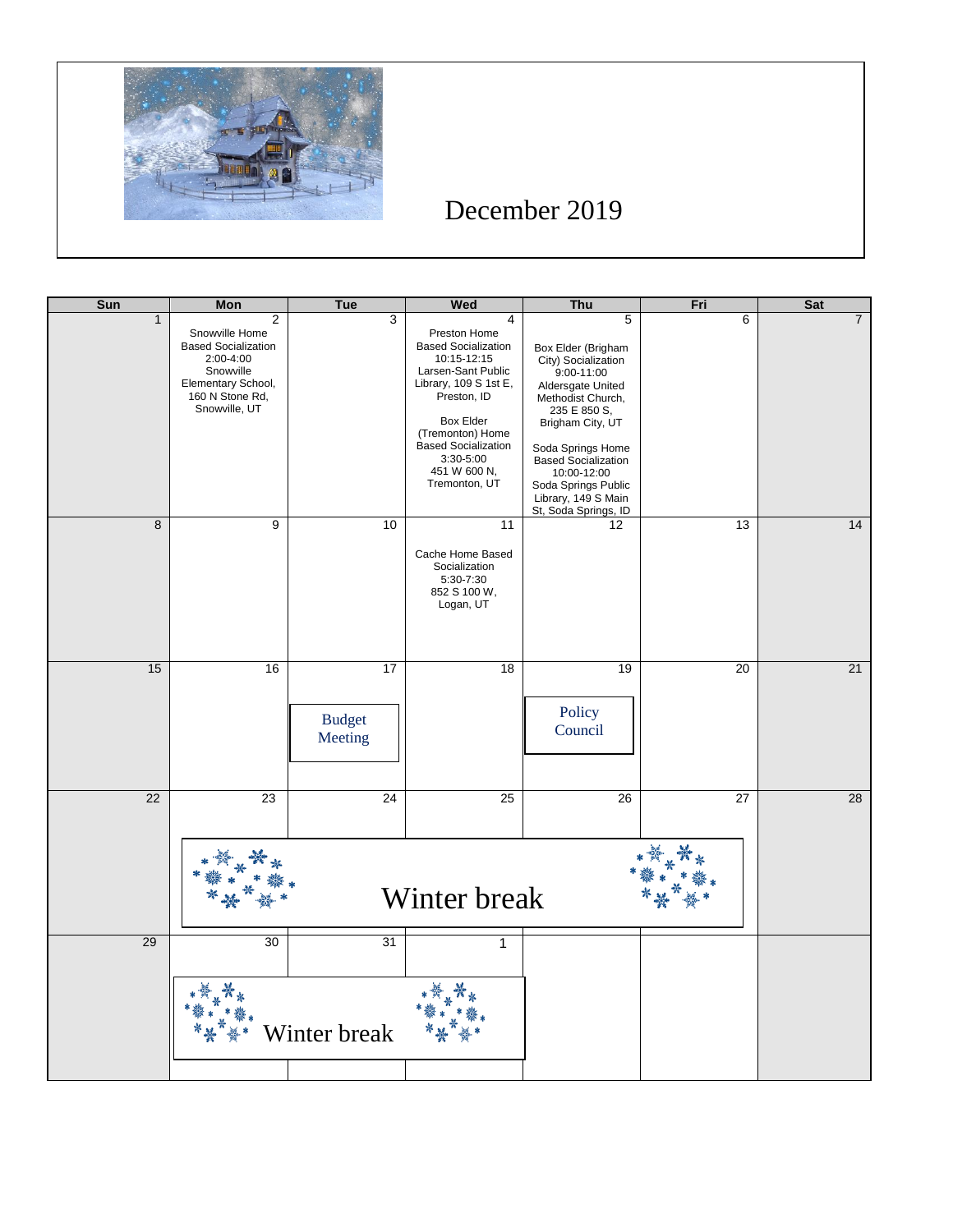# December 2019

| Sun | Mon | Tue | Wed | Thu | Fri | Sat |
|---|---|---|---|---|---|---|
| 1 | 2<br>Snowville Home Based Socialization<br>2:00-4:00<br>Snowville Elementary School, 160 N Stone Rd, Snowville, UT | 3 | 4<br>Preston Home Based Socialization<br>10:15-12:15<br>Larsen-Sant Public Library, 109 S 1st E, Preston, ID<br><br>Box Elder (Tremonton) Home Based Socialization<br>3:30-5:00<br>451 W 600 N, Tremonton, UT | 5<br>Box Elder (Brigham City) Socialization<br>9:00-11:00<br>Aldersgate United Methodist Church, 235 E 850 S, Brigham City, UT<br><br>Soda Springs Home Based Socialization<br>10:00-12:00<br>Soda Springs Public Library, 149 S Main St, Soda Springs, ID | 6 | 7 |
| 8 | 9 | 10 | 11<br>Cache Home Based Socialization<br>5:30-7:30<br>852 S 100 W, Logan, UT | 12 | 13 | 14 |
| 15 | 16 | 17<br>Budget Meeting | 18 | 19<br>Policy Council | 20 | 21 |
| 22 | 23<br>Winter break | 24<br>Winter break | 25<br>Winter break | 26<br>Winter break | 27<br>Winter break | 28 |
| 29 | 30<br>Winter break | 31<br>Winter break | 1<br>Winter break | | | |